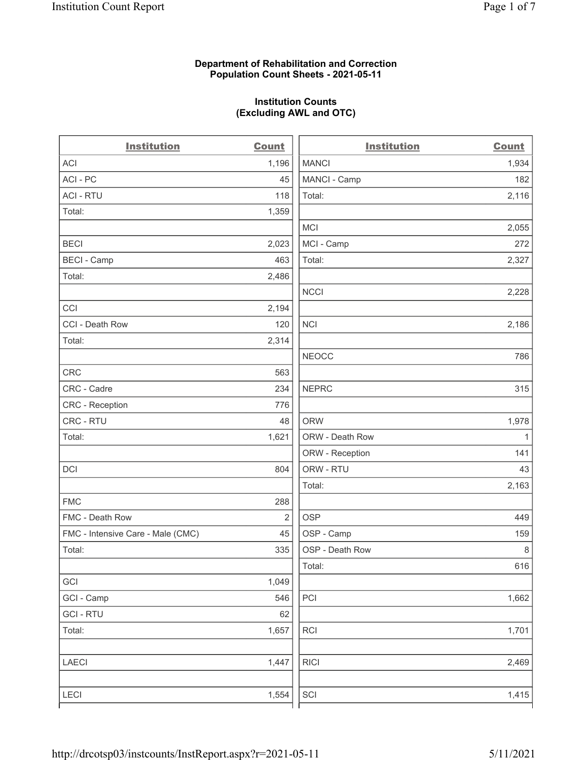**Department of Rehabilitation and Correction**
**Population Count Sheets - 2021-05-11**

**Institution Counts**
**(Excluding AWL and OTC)**

| Institution | Count |
|---|---|
| ACI | 1,196 |
| ACI - PC | 45 |
| ACI - RTU | 118 |
| Total: | 1,359 |
| | |
| BECI | 2,023 |
| BECI - Camp | 463 |
| Total: | 2,486 |
| | |
| CCI | 2,194 |
| CCI - Death Row | 120 |
| Total: | 2,314 |
| | |
| CRC | 563 |
| CRC - Cadre | 234 |
| CRC - Reception | 776 |
| CRC - RTU | 48 |
| Total: | 1,621 |
| | |
| DCI | 804 |
| | |
| FMC | 288 |
| FMC - Death Row | 2 |
| FMC - Intensive Care - Male (CMC) | 45 |
| Total: | 335 |
| | |
| GCI | 1,049 |
| GCI - Camp | 546 |
| GCI - RTU | 62 |
| Total: | 1,657 |
| | |
| LAECI | 1,447 |
| | |
| LECI | 1,554 |

| Institution | Count |
|---|---|
| MANCI | 1,934 |
| MANCI - Camp | 182 |
| Total: | 2,116 |
| | |
| MCI | 2,055 |
| MCI - Camp | 272 |
| Total: | 2,327 |
| | |
| NCCI | 2,228 |
| | |
| NCI | 2,186 |
| | |
| NEOCC | 786 |
| | |
| NEPRC | 315 |
| | |
| ORW | 1,978 |
| ORW - Death Row | 1 |
| ORW - Reception | 141 |
| ORW - RTU | 43 |
| Total: | 2,163 |
| | |
| OSP | 449 |
| OSP - Camp | 159 |
| OSP - Death Row | 8 |
| Total: | 616 |
| | |
| PCI | 1,662 |
| | |
| RCI | 1,701 |
| | |
| RICI | 2,469 |
| | |
| SCI | 1,415 |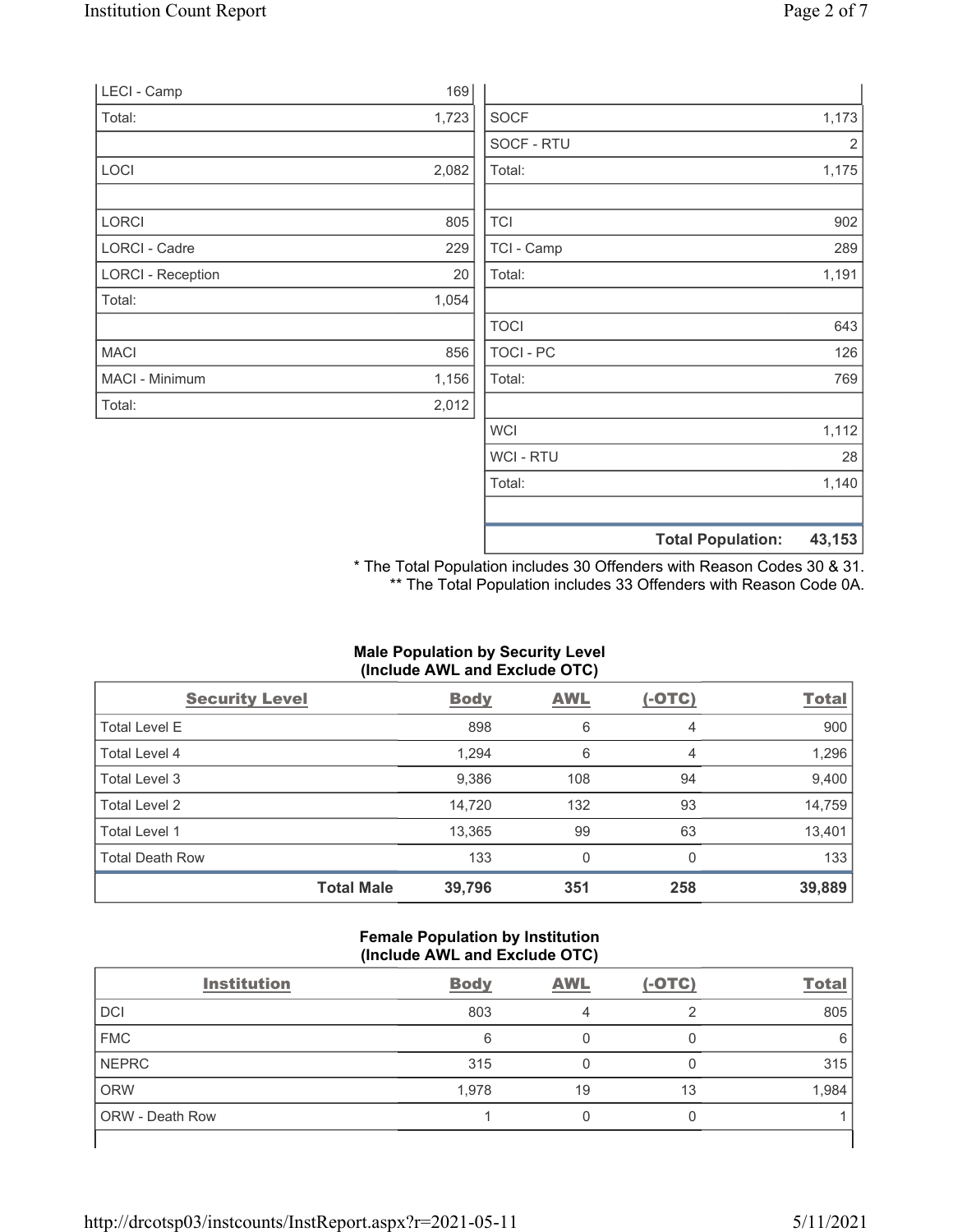| | |
|---|---|
| LECI - Camp | 169 |
| Total: | 1,723 |
| | |
| LOCI | 2,082 |
| | |
| LORCI | 805 |
| LORCI - Cadre | 229 |
| LORCI - Reception | 20 |
| Total: | 1,054 |
| | |
| MACI | 856 |
| MACI - Minimum | 1,156 |
| Total: | 2,012 |

| | |
|---|---|
| SOCF | 1,173 |
| SOCF - RTU | 2 |
| Total: | 1,175 |
| | |
| TCI | 902 |
| TCI - Camp | 289 |
| Total: | 1,191 |
| | |
| TOCI | 643 |
| TOCI - PC | 126 |
| Total: | 769 |
| | |
| WCI | 1,112 |
| WCI - RTU | 28 |
| Total: | 1,140 |
| | |
| **Total Population:** | **43,153** |

\* The Total Population includes 30 Offenders with Reason Codes 30 & 31.
\*\* The Total Population includes 33 Offenders with Reason Code 0A.

### Male Population by Security Level (Include AWL and Exclude OTC)

| Security Level | Body | AWL | (-OTC) | Total |
|---|---|---|---|---|
| Total Level E | 898 | 6 | 4 | 900 |
| Total Level 4 | 1,294 | 6 | 4 | 1,296 |
| Total Level 3 | 9,386 | 108 | 94 | 9,400 |
| Total Level 2 | 14,720 | 132 | 93 | 14,759 |
| Total Level 1 | 13,365 | 99 | 63 | 13,401 |
| Total Death Row | 133 | 0 | 0 | 133 |
| **Total Male** | **39,796** | **351** | **258** | **39,889** |

### Female Population by Institution (Include AWL and Exclude OTC)

| Institution | Body | AWL | (-OTC) | Total |
|---|---|---|---|---|
| DCI | 803 | 4 | 2 | 805 |
| FMC | 6 | 0 | 0 | 6 |
| NEPRC | 315 | 0 | 0 | 315 |
| ORW | 1,978 | 19 | 13 | 1,984 |
| ORW - Death Row | 1 | 0 | 0 | 1 |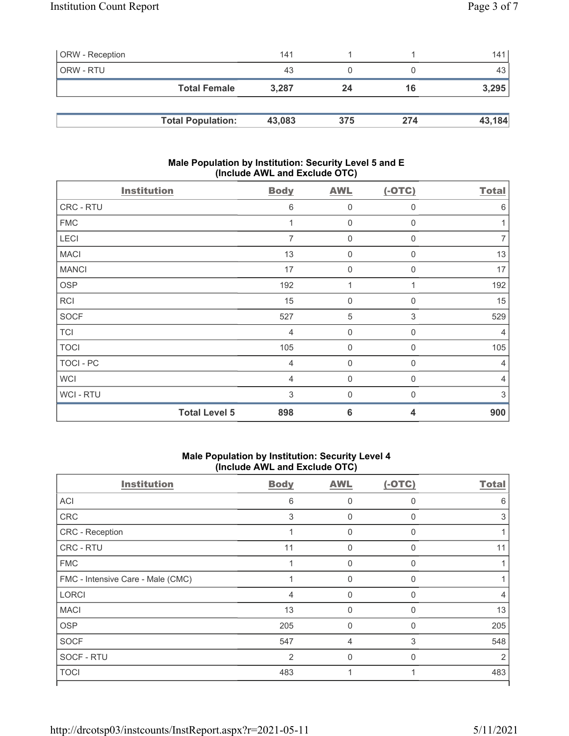| ORW - Reception | 141 | 1 | 1 | 141 |
|---|---|---|---|---|
| ORW - RTU | 43 | 0 | 0 | 43 |
| **Total Female** | **3,287** | **24** | **16** | **3,295** |

| **Total Population:** | **43,083** | **375** | **274** | **43,184** |
|---|---|---|---|---|

### Male Population by Institution: Security Level 5 and E (Include AWL and Exclude OTC)

| Institution | Body | AWL | (-OTC) | Total |
|---|---|---|---|---|
| CRC - RTU | 6 | 0 | 0 | 6 |
| FMC | 1 | 0 | 0 | 1 |
| LECI | 7 | 0 | 0 | 7 |
| MACI | 13 | 0 | 0 | 13 |
| MANCI | 17 | 0 | 0 | 17 |
| OSP | 192 | 1 | 1 | 192 |
| RCI | 15 | 0 | 0 | 15 |
| SOCF | 527 | 5 | 3 | 529 |
| TCI | 4 | 0 | 0 | 4 |
| TOCI | 105 | 0 | 0 | 105 |
| TOCI - PC | 4 | 0 | 0 | 4 |
| WCI | 4 | 0 | 0 | 4 |
| WCI - RTU | 3 | 0 | 0 | 3 |
| **Total Level 5** | **898** | **6** | **4** | **900** |

### Male Population by Institution: Security Level 4 (Include AWL and Exclude OTC)

| Institution | Body | AWL | (-OTC) | Total |
|---|---|---|---|---|
| ACI | 6 | 0 | 0 | 6 |
| CRC | 3 | 0 | 0 | 3 |
| CRC - Reception | 1 | 0 | 0 | 1 |
| CRC - RTU | 11 | 0 | 0 | 11 |
| FMC | 1 | 0 | 0 | 1 |
| FMC - Intensive Care - Male (CMC) | 1 | 0 | 0 | 1 |
| LORCI | 4 | 0 | 0 | 4 |
| MACI | 13 | 0 | 0 | 13 |
| OSP | 205 | 0 | 0 | 205 |
| SOCF | 547 | 4 | 3 | 548 |
| SOCF - RTU | 2 | 0 | 0 | 2 |
| TOCI | 483 | 1 | 1 | 483 |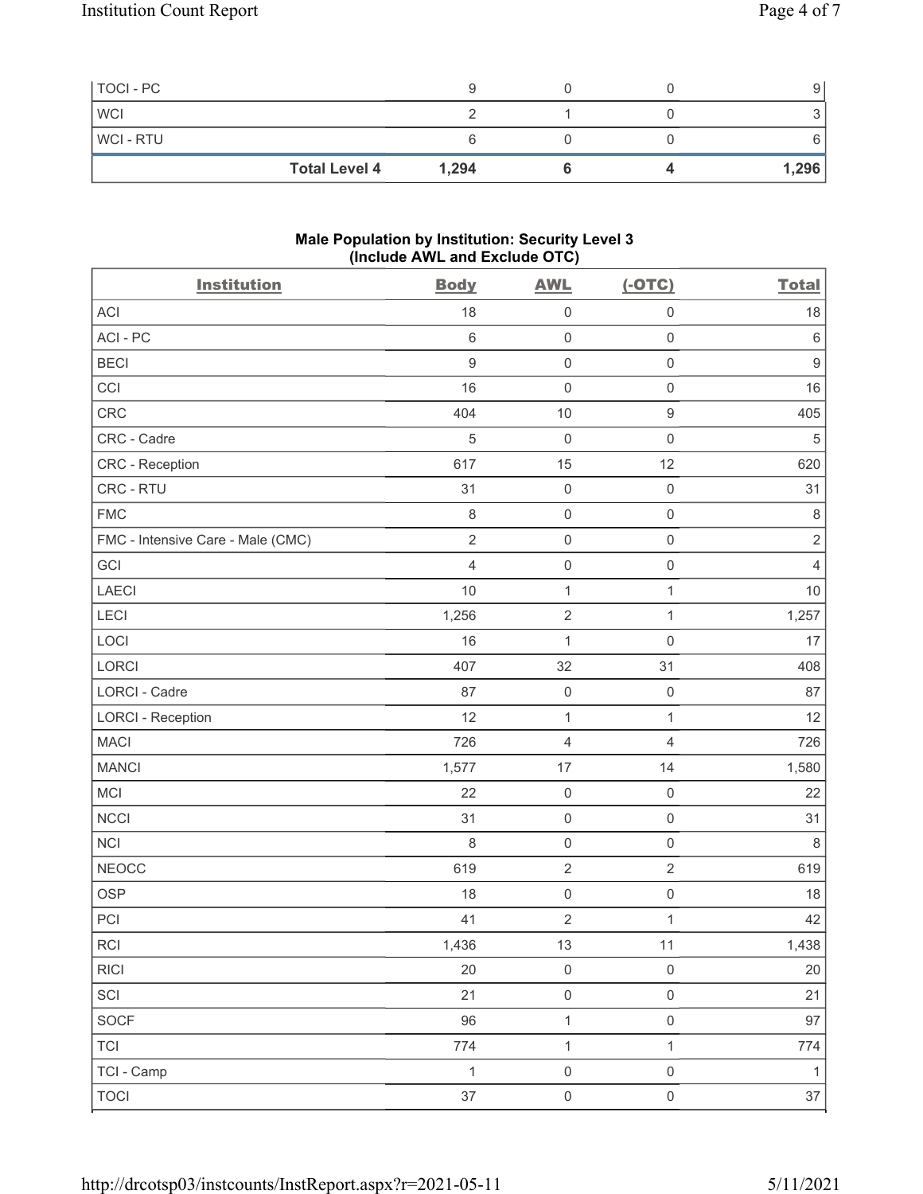| TOCI - PC | 9 | 0 | 0 | 9 |
|---|---|---|---|---|
| WCI | 2 | 1 | 0 | 3 |
| WCI - RTU | 6 | 0 | 0 | 6 |
| **Total Level 4** | **1,294** | **6** | **4** | **1,296** |

### Male Population by Institution: Security Level 3 (Include AWL and Exclude OTC)

| Institution | Body | AWL | (-OTC) | Total |
|---|---|---|---|---|
| ACI | 18 | 0 | 0 | 18 |
| ACI - PC | 6 | 0 | 0 | 6 |
| BECI | 9 | 0 | 0 | 9 |
| CCI | 16 | 0 | 0 | 16 |
| CRC | 404 | 10 | 9 | 405 |
| CRC - Cadre | 5 | 0 | 0 | 5 |
| CRC - Reception | 617 | 15 | 12 | 620 |
| CRC - RTU | 31 | 0 | 0 | 31 |
| FMC | 8 | 0 | 0 | 8 |
| FMC - Intensive Care - Male (CMC) | 2 | 0 | 0 | 2 |
| GCI | 4 | 0 | 0 | 4 |
| LAECI | 10 | 1 | 1 | 10 |
| LECI | 1,256 | 2 | 1 | 1,257 |
| LOCI | 16 | 1 | 0 | 17 |
| LORCI | 407 | 32 | 31 | 408 |
| LORCI - Cadre | 87 | 0 | 0 | 87 |
| LORCI - Reception | 12 | 1 | 1 | 12 |
| MACI | 726 | 4 | 4 | 726 |
| MANCI | 1,577 | 17 | 14 | 1,580 |
| MCI | 22 | 0 | 0 | 22 |
| NCCI | 31 | 0 | 0 | 31 |
| NCI | 8 | 0 | 0 | 8 |
| NEOCC | 619 | 2 | 2 | 619 |
| OSP | 18 | 0 | 0 | 18 |
| PCI | 41 | 2 | 1 | 42 |
| RCI | 1,436 | 13 | 11 | 1,438 |
| RICI | 20 | 0 | 0 | 20 |
| SCI | 21 | 0 | 0 | 21 |
| SOCF | 96 | 1 | 0 | 97 |
| TCI | 774 | 1 | 1 | 774 |
| TCI - Camp | 1 | 0 | 0 | 1 |
| TOCI | 37 | 0 | 0 | 37 |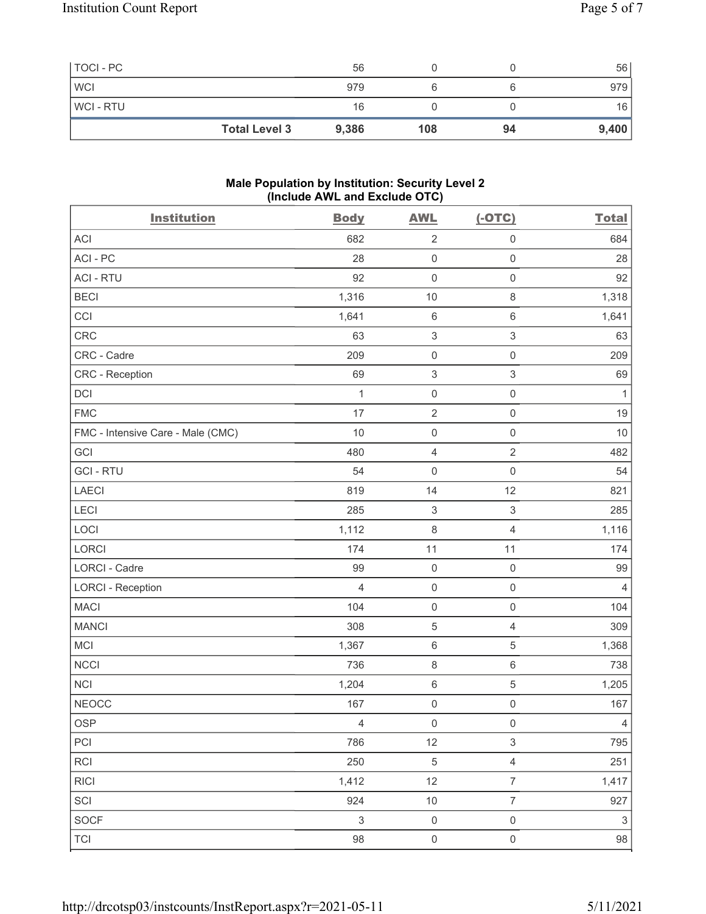| TOCI - PC | | 56 | 0 | 0 | 56 |
|---|---|---|---|---|---|
| WCI | | 979 | 6 | 6 | 979 |
| WCI - RTU | | 16 | 0 | 0 | 16 |
| | **Total Level 3** | **9,386** | **108** | **94** | **9,400** |

**Male Population by Institution: Security Level 2 (Include AWL and Exclude OTC)**

| Institution | Body | AWL | (-OTC) | Total |
|---|---|---|---|---|
| ACI | 682 | 2 | 0 | 684 |
| ACI - PC | 28 | 0 | 0 | 28 |
| ACI - RTU | 92 | 0 | 0 | 92 |
| BECI | 1,316 | 10 | 8 | 1,318 |
| CCI | 1,641 | 6 | 6 | 1,641 |
| CRC | 63 | 3 | 3 | 63 |
| CRC - Cadre | 209 | 0 | 0 | 209 |
| CRC - Reception | 69 | 3 | 3 | 69 |
| DCI | 1 | 0 | 0 | 1 |
| FMC | 17 | 2 | 0 | 19 |
| FMC - Intensive Care - Male (CMC) | 10 | 0 | 0 | 10 |
| GCI | 480 | 4 | 2 | 482 |
| GCI - RTU | 54 | 0 | 0 | 54 |
| LAECI | 819 | 14 | 12 | 821 |
| LECI | 285 | 3 | 3 | 285 |
| LOCI | 1,112 | 8 | 4 | 1,116 |
| LORCI | 174 | 11 | 11 | 174 |
| LORCI - Cadre | 99 | 0 | 0 | 99 |
| LORCI - Reception | 4 | 0 | 0 | 4 |
| MACI | 104 | 0 | 0 | 104 |
| MANCI | 308 | 5 | 4 | 309 |
| MCI | 1,367 | 6 | 5 | 1,368 |
| NCCI | 736 | 8 | 6 | 738 |
| NCI | 1,204 | 6 | 5 | 1,205 |
| NEOCC | 167 | 0 | 0 | 167 |
| OSP | 4 | 0 | 0 | 4 |
| PCI | 786 | 12 | 3 | 795 |
| RCI | 250 | 5 | 4 | 251 |
| RICI | 1,412 | 12 | 7 | 1,417 |
| SCI | 924 | 10 | 7 | 927 |
| SOCF | 3 | 0 | 0 | 3 |
| TCI | 98 | 0 | 0 | 98 |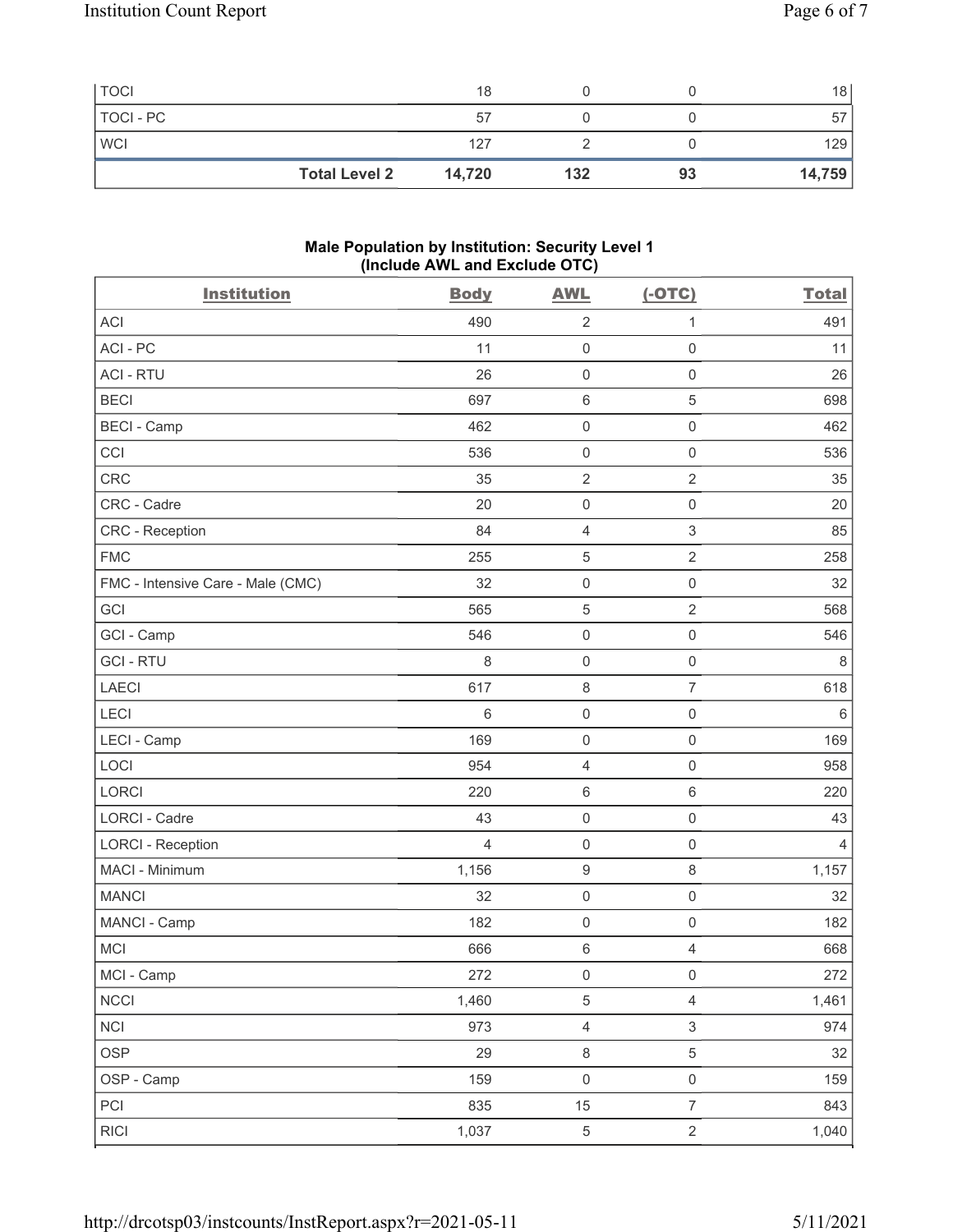| TOCI | | 18 | 0 | 0 | 18 |
|---|---|---|---|---|---|
| TOCI - PC | | 57 | 0 | 0 | 57 |
| WCI | | 127 | 2 | 0 | 129 |
| | **Total Level 2** | **14,720** | **132** | **93** | **14,759** |

**Male Population by Institution: Security Level 1**
**(Include AWL and Exclude OTC)**

| Institution | Body | AWL | (-OTC) | Total |
|---|---|---|---|---|
| ACI | 490 | 2 | 1 | 491 |
| ACI - PC | 11 | 0 | 0 | 11 |
| ACI - RTU | 26 | 0 | 0 | 26 |
| BECI | 697 | 6 | 5 | 698 |
| BECI - Camp | 462 | 0 | 0 | 462 |
| CCI | 536 | 0 | 0 | 536 |
| CRC | 35 | 2 | 2 | 35 |
| CRC - Cadre | 20 | 0 | 0 | 20 |
| CRC - Reception | 84 | 4 | 3 | 85 |
| FMC | 255 | 5 | 2 | 258 |
| FMC - Intensive Care - Male (CMC) | 32 | 0 | 0 | 32 |
| GCI | 565 | 5 | 2 | 568 |
| GCI - Camp | 546 | 0 | 0 | 546 |
| GCI - RTU | 8 | 0 | 0 | 8 |
| LAECI | 617 | 8 | 7 | 618 |
| LECI | 6 | 0 | 0 | 6 |
| LECI - Camp | 169 | 0 | 0 | 169 |
| LOCI | 954 | 4 | 0 | 958 |
| LORCI | 220 | 6 | 6 | 220 |
| LORCI - Cadre | 43 | 0 | 0 | 43 |
| LORCI - Reception | 4 | 0 | 0 | 4 |
| MACI - Minimum | 1,156 | 9 | 8 | 1,157 |
| MANCI | 32 | 0 | 0 | 32 |
| MANCI - Camp | 182 | 0 | 0 | 182 |
| MCI | 666 | 6 | 4 | 668 |
| MCI - Camp | 272 | 0 | 0 | 272 |
| NCCI | 1,460 | 5 | 4 | 1,461 |
| NCI | 973 | 4 | 3 | 974 |
| OSP | 29 | 8 | 5 | 32 |
| OSP - Camp | 159 | 0 | 0 | 159 |
| PCI | 835 | 15 | 7 | 843 |
| RICI | 1,037 | 5 | 2 | 1,040 |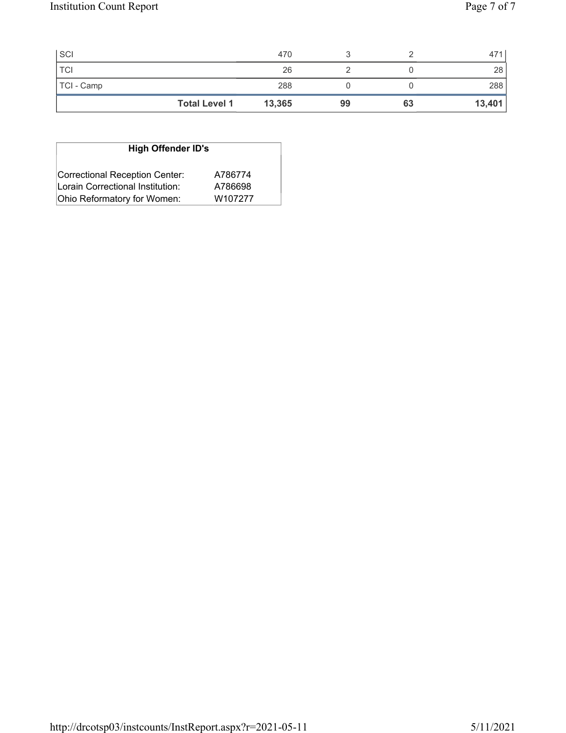| | | | | |
|---|---|---|---|---|
| SCI | 470 | 3 | 2 | 471 |
| TCI | 26 | 2 | 0 | 28 |
| TCI - Camp | 288 | 0 | 0 | 288 |
| **Total Level 1** | **13,365** | **99** | **63** | **13,401** |

| High Offender ID's | |
|---|---|
| Correctional Reception Center: | A786774 |
| Lorain Correctional Institution: | A786698 |
| Ohio Reformatory for Women: | W107277 |